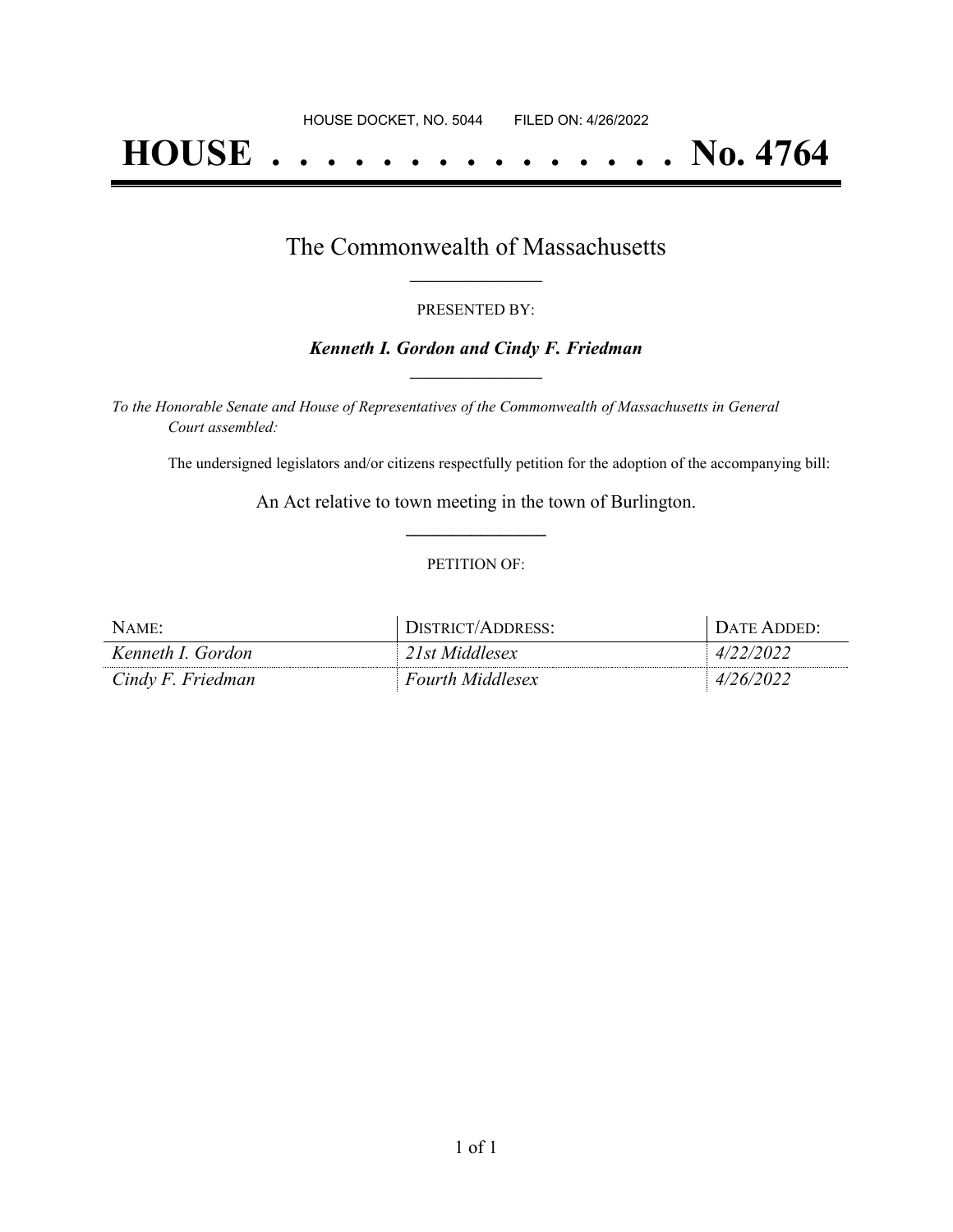HOUSE DOCKET, NO. 5044        FILED ON: 4/26/2022

# HOUSE . . . . . . . . . . . . . . . No. 4764

## The Commonwealth of Massachusetts

PRESENTED BY:

***Kenneth I. Gordon and Cindy F. Friedman***

*To the Honorable Senate and House of Representatives of the Commonwealth of Massachusetts in General Court assembled:*

The undersigned legislators and/or citizens respectfully petition for the adoption of the accompanying bill:

An Act relative to town meeting in the town of Burlington.

PETITION OF:

| NAME: | DISTRICT/ADDRESS: | DATE ADDED: |
| --- | --- | --- |
| *Kenneth I. Gordon* | *21st Middlesex* | *4/22/2022* |
| *Cindy F. Friedman* | *Fourth Middlesex* | *4/26/2022* |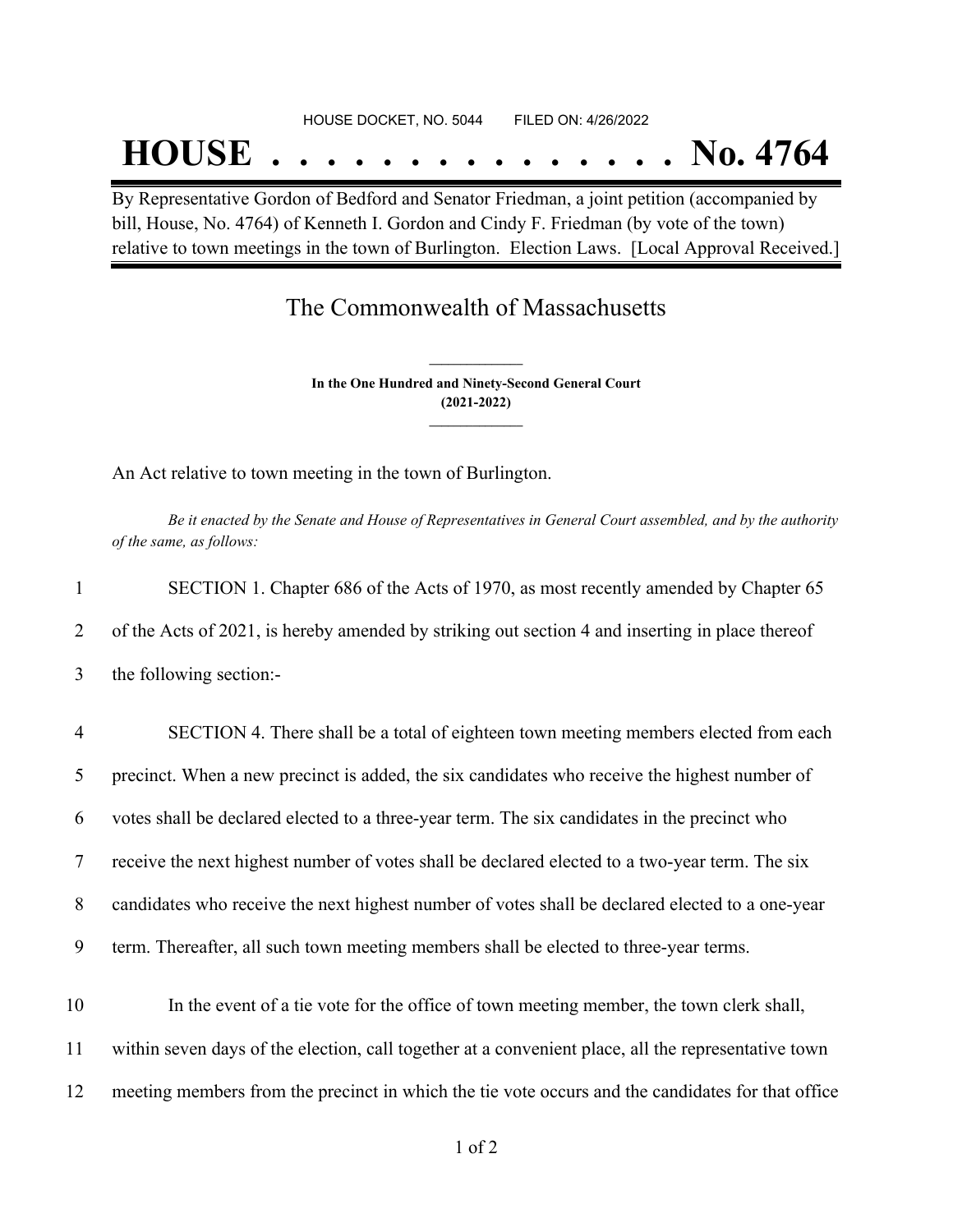HOUSE DOCKET, NO. 5044 FILED ON: 4/26/2022

# HOUSE . . . . . . . . . . . . . . . No. 4764

By Representative Gordon of Bedford and Senator Friedman, a joint petition (accompanied by bill, House, No. 4764) of Kenneth I. Gordon and Cindy F. Friedman (by vote of the town) relative to town meetings in the town of Burlington. Election Laws. [Local Approval Received.]

## The Commonwealth of Massachusetts

**In the One Hundred and Ninety-Second General Court**
**(2021-2022)**

An Act relative to town meeting in the town of Burlington.

*Be it enacted by the Senate and House of Representatives in General Court assembled, and by the authority of the same, as follows:*

1 SECTION 1. Chapter 686 of the Acts of 1970, as most recently amended by Chapter 65
2 of the Acts of 2021, is hereby amended by striking out section 4 and inserting in place thereof
3 the following section:-

4 SECTION 4. There shall be a total of eighteen town meeting members elected from each
5 precinct. When a new precinct is added, the six candidates who receive the highest number of
6 votes shall be declared elected to a three-year term. The six candidates in the precinct who
7 receive the next highest number of votes shall be declared elected to a two-year term. The six
8 candidates who receive the next highest number of votes shall be declared elected to a one-year
9 term. Thereafter, all such town meeting members shall be elected to three-year terms.

10 In the event of a tie vote for the office of town meeting member, the town clerk shall,
11 within seven days of the election, call together at a convenient place, all the representative town
12 meeting members from the precinct in which the tie vote occurs and the candidates for that office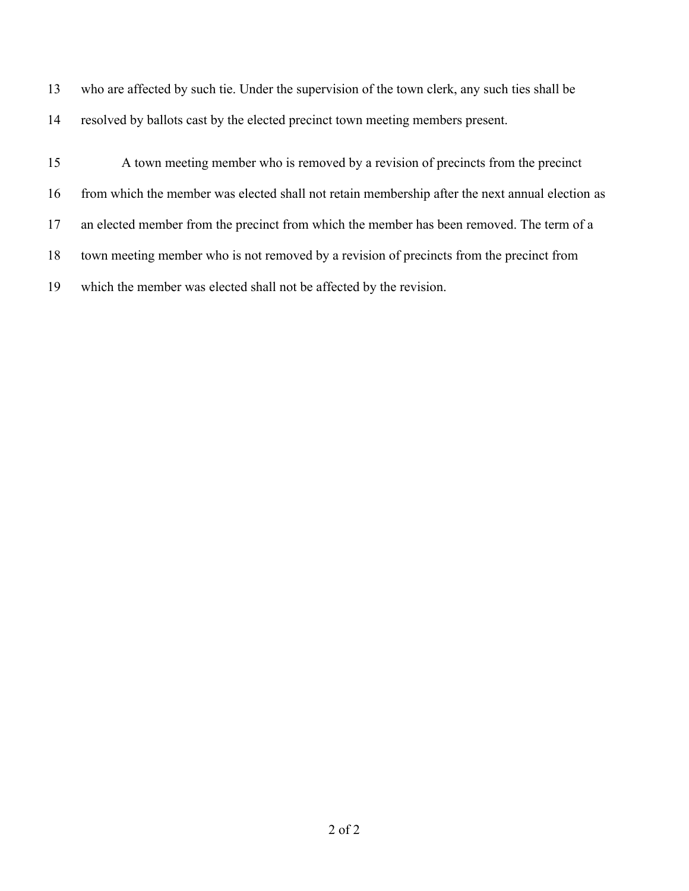who are affected by such tie. Under the supervision of the town clerk, any such ties shall be resolved by ballots cast by the elected precinct town meeting members present.

A town meeting member who is removed by a revision of precincts from the precinct from which the member was elected shall not retain membership after the next annual election as an elected member from the precinct from which the member has been removed. The term of a town meeting member who is not removed by a revision of precincts from the precinct from which the member was elected shall not be affected by the revision.